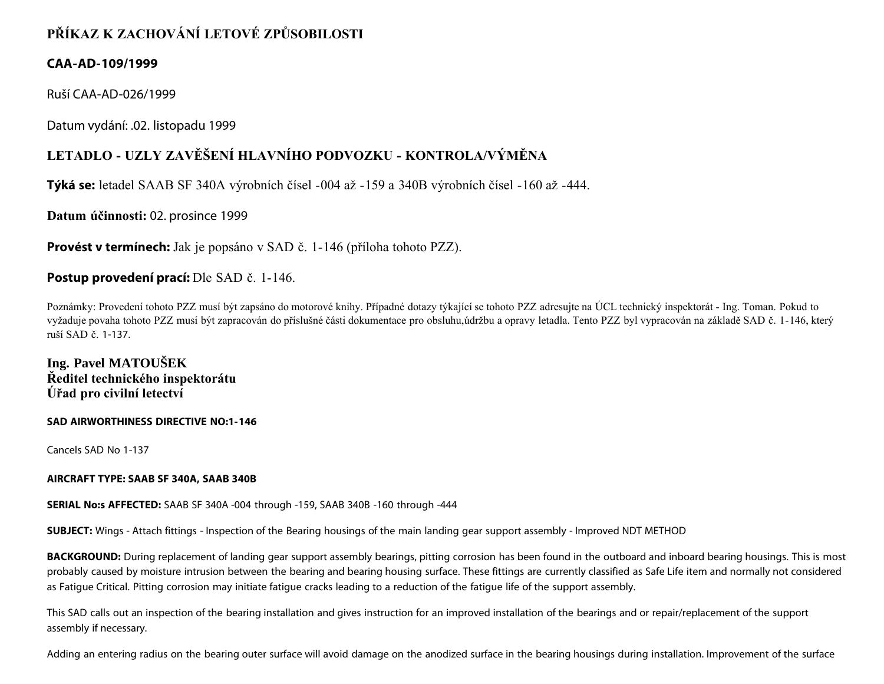# PŘÍKAZ K ZACHOVÁNÍ LETOVÉ ZPŮSOBILOSTI

## CAA-AD-109/1999

Ruší CAA-AD-026/1999

Datum vydání: .02. listopadu 1999

## LETADLO - UZLY ZAVĚŠENÍ HLAVNÍHO PODVOZKU - KONTROLA/VÝMĚNA

**Týká se:** letadel SAAB SF 340A výrobních čísel -004 až -159 a 340B výrobních čísel -160 až -444.

**Datum účinnosti:** 02. prosince 1999

**Provést v termínech:** Jak je popsáno v SAD č. 1-146 (příloha tohoto PZZ).

**Postup provedení prací:** Dle SAD č. 1-146.

Poznámky: Provedení tohoto PZZ musí být zapsáno do motorové knihy. Případné dotazy týkající se tohoto PZZ adresujte na ÚCL technický inspektorát - Ing. Toman. Pokud to vyžaduje povaha tohoto PZZ musí být zapracován do příslušné části dokumentace pro obsluhu,údržbu a opravy letadla. Tento PZZ byl vypracován na základě SAD č. 1-146, který ruší SAD č. 1-137.

**Ing. Pavel MATOUŠEK**
**Ředitel technického inspektorátu**
**Úřad pro civilní letectví**

**SAD AIRWORTHINESS DIRECTIVE NO:1-146**

Cancels SAD No 1-137

**AIRCRAFT TYPE: SAAB SF 340A, SAAB 340B**

**SERIAL No:s AFFECTED:** SAAB SF 340A -004 through -159, SAAB 340B -160 through -444

**SUBJECT:** Wings - Attach fittings - Inspection of the Bearing housings of the main landing gear support assembly - Improved NDT METHOD

**BACKGROUND:** During replacement of landing gear support assembly bearings, pitting corrosion has been found in the outboard and inboard bearing housings. This is most probably caused by moisture intrusion between the bearing and bearing housing surface. These fittings are currently classified as Safe Life item and normally not considered as Fatigue Critical. Pitting corrosion may initiate fatigue cracks leading to a reduction of the fatigue life of the support assembly.

This SAD calls out an inspection of the bearing installation and gives instruction for an improved installation of the bearings and or repair/replacement of the support assembly if necessary.

Adding an entering radius on the bearing outer surface will avoid damage on the anodized surface in the bearing housings during installation. Improvement of the surface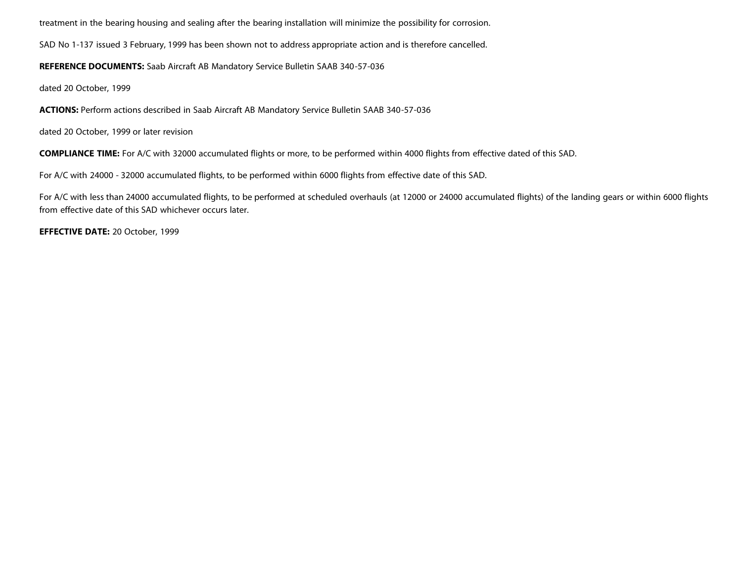treatment in the bearing housing and sealing after the bearing installation will minimize the possibility for corrosion.

SAD No 1-137 issued 3 February, 1999 has been shown not to address appropriate action and is therefore cancelled.

**REFERENCE DOCUMENTS:** Saab Aircraft AB Mandatory Service Bulletin SAAB 340-57-036

dated 20 October, 1999

**ACTIONS:** Perform actions described in Saab Aircraft AB Mandatory Service Bulletin SAAB 340-57-036

dated 20 October, 1999 or later revision

**COMPLIANCE TIME:** For A/C with 32000 accumulated flights or more, to be performed within 4000 flights from effective dated of this SAD.

For A/C with 24000 - 32000 accumulated flights, to be performed within 6000 flights from effective date of this SAD.

For A/C with less than 24000 accumulated flights, to be performed at scheduled overhauls (at 12000 or 24000 accumulated flights) of the landing gears or within 6000 flights from effective date of this SAD whichever occurs later.

**EFFECTIVE DATE:** 20 October, 1999